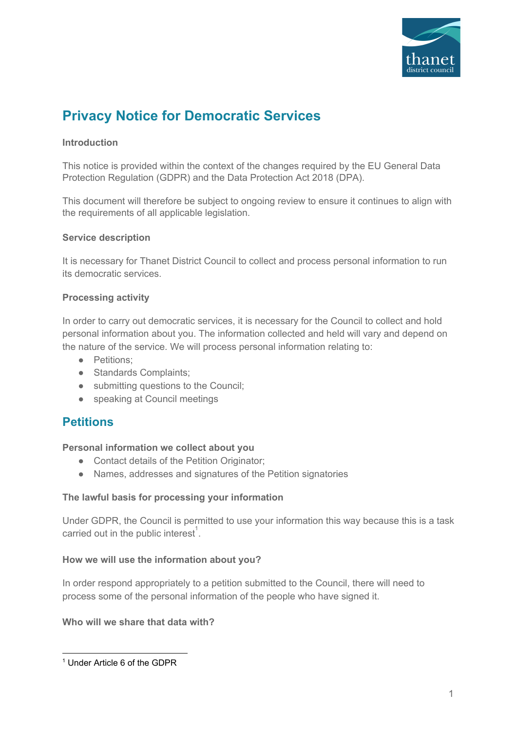# Privacy Notice for Democratic Services

**Introduction**

This notice is provided within the context of the changes required by the EU General Data Protection Regulation (GDPR) and the Data Protection Act 2018 (DPA).

This document will therefore be subject to ongoing review to ensure it continues to align with the requirements of all applicable legislation.

**Service description**

It is necessary for Thanet District Council to collect and process personal information to run its democratic services.

**Processing activity**

In order to carry out democratic services, it is necessary for the Council to collect and hold personal information about you. The information collected and held will vary and depend on the nature of the service. We will process personal information relating to:

- Petitions;
- Standards Complaints;
- submitting questions to the Council;
- speaking at Council meetings

## Petitions

**Personal information we collect about you**

- Contact details of the Petition Originator;
- Names, addresses and signatures of the Petition signatories

**The lawful basis for processing your information**

Under GDPR, the Council is permitted to use your information this way because this is a task carried out in the public interest[1].

**How we will use the information about you?**

In order respond appropriately to a petition submitted to the Council, there will need to process some of the personal information of the people who have signed it.

**Who will we share that data with?**

[1] Under Article 6 of the GDPR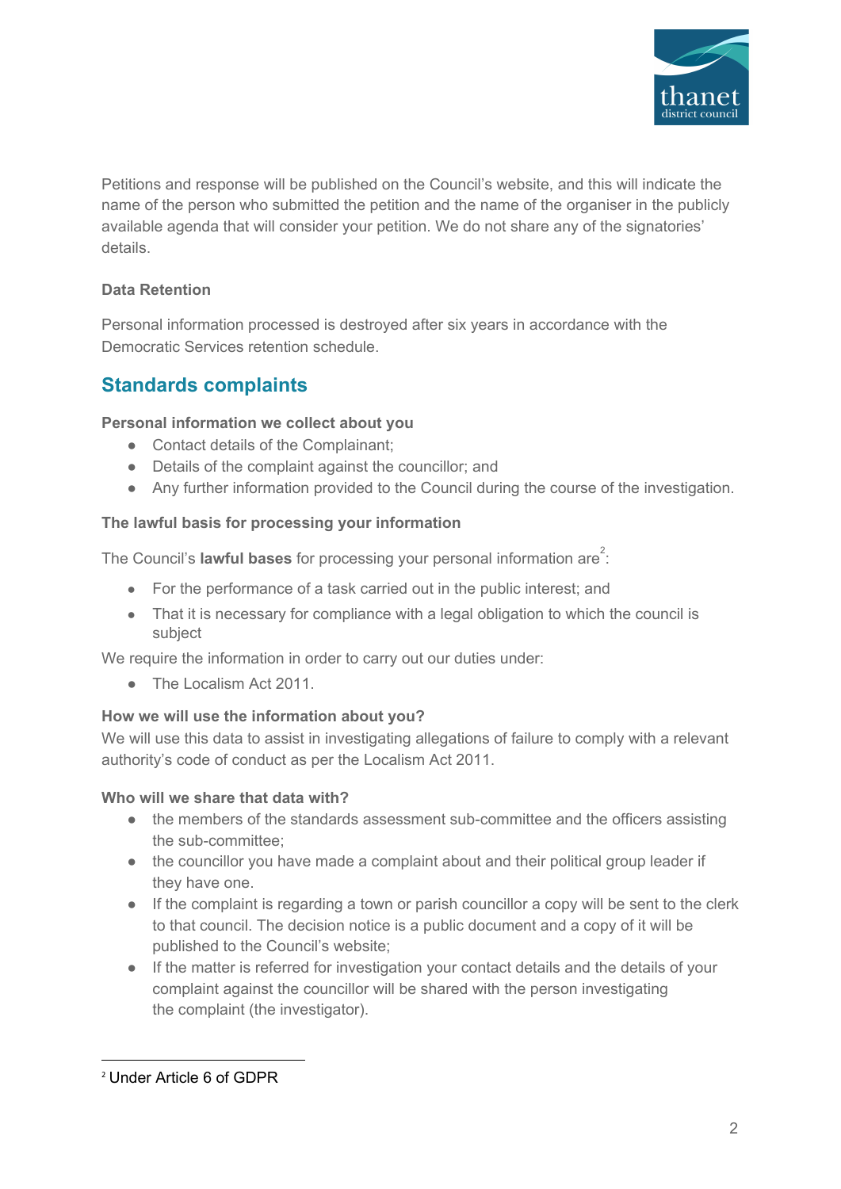Petitions and response will be published on the Council's website, and this will indicate the name of the person who submitted the petition and the name of the organiser in the publicly available agenda that will consider your petition. We do not share any of the signatories' details.

**Data Retention**

Personal information processed is destroyed after six years in accordance with the Democratic Services retention schedule.

## Standards complaints

**Personal information we collect about you**

- Contact details of the Complainant;
- Details of the complaint against the councillor; and
- Any further information provided to the Council during the course of the investigation.

**The lawful basis for processing your information**

The Council's **lawful bases** for processing your personal information are[2]:

- For the performance of a task carried out in the public interest; and
- That it is necessary for compliance with a legal obligation to which the council is subject

We require the information in order to carry out our duties under:

- The Localism Act 2011.

**How we will use the information about you?**

We will use this data to assist in investigating allegations of failure to comply with a relevant authority's code of conduct as per the Localism Act 2011.

**Who will we share that data with?**

- the members of the standards assessment sub-committee and the officers assisting the sub-committee;
- the councillor you have made a complaint about and their political group leader if they have one.
- If the complaint is regarding a town or parish councillor a copy will be sent to the clerk to that council. The decision notice is a public document and a copy of it will be published to the Council's website;
- If the matter is referred for investigation your contact details and the details of your complaint against the councillor will be shared with the person investigating the complaint (the investigator).

[2] Under Article 6 of GDPR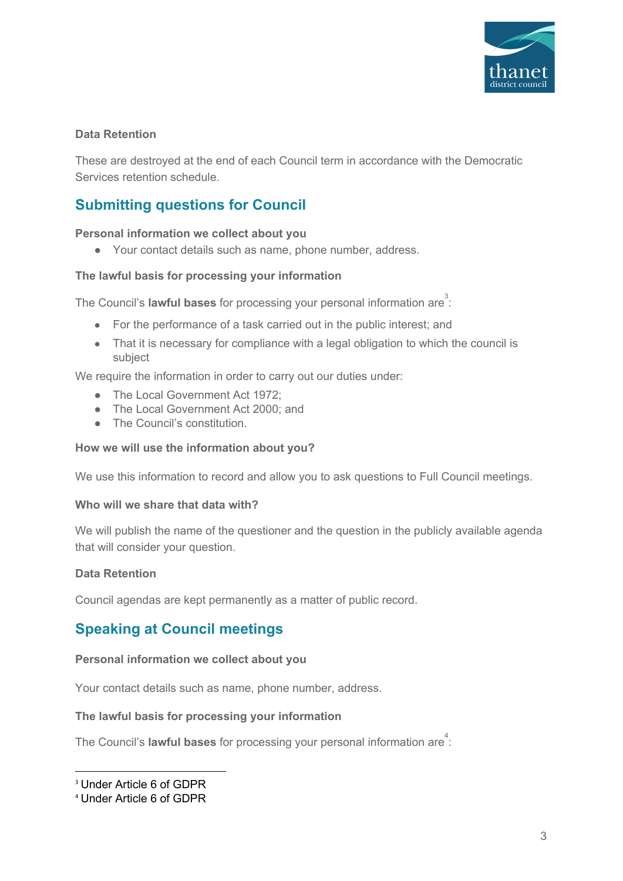**Data Retention**

These are destroyed at the end of each Council term in accordance with the Democratic Services retention schedule.

## Submitting questions for Council

**Personal information we collect about you**

- Your contact details such as name, phone number, address.

**The lawful basis for processing your information**

The Council's **lawful bases** for processing your personal information are[3]:

- For the performance of a task carried out in the public interest; and
- That it is necessary for compliance with a legal obligation to which the council is subject

We require the information in order to carry out our duties under:

- The Local Government Act 1972;
- The Local Government Act 2000; and
- The Council's constitution.

**How we will use the information about you?**

We use this information to record and allow you to ask questions to Full Council meetings.

**Who will we share that data with?**

We will publish the name of the questioner and the question in the publicly available agenda that will consider your question.

**Data Retention**

Council agendas are kept permanently as a matter of public record.

## Speaking at Council meetings

**Personal information we collect about you**

Your contact details such as name, phone number, address.

**The lawful basis for processing your information**

The Council's **lawful bases** for processing your personal information are[4]:

[3] Under Article 6 of GDPR
[4] Under Article 6 of GDPR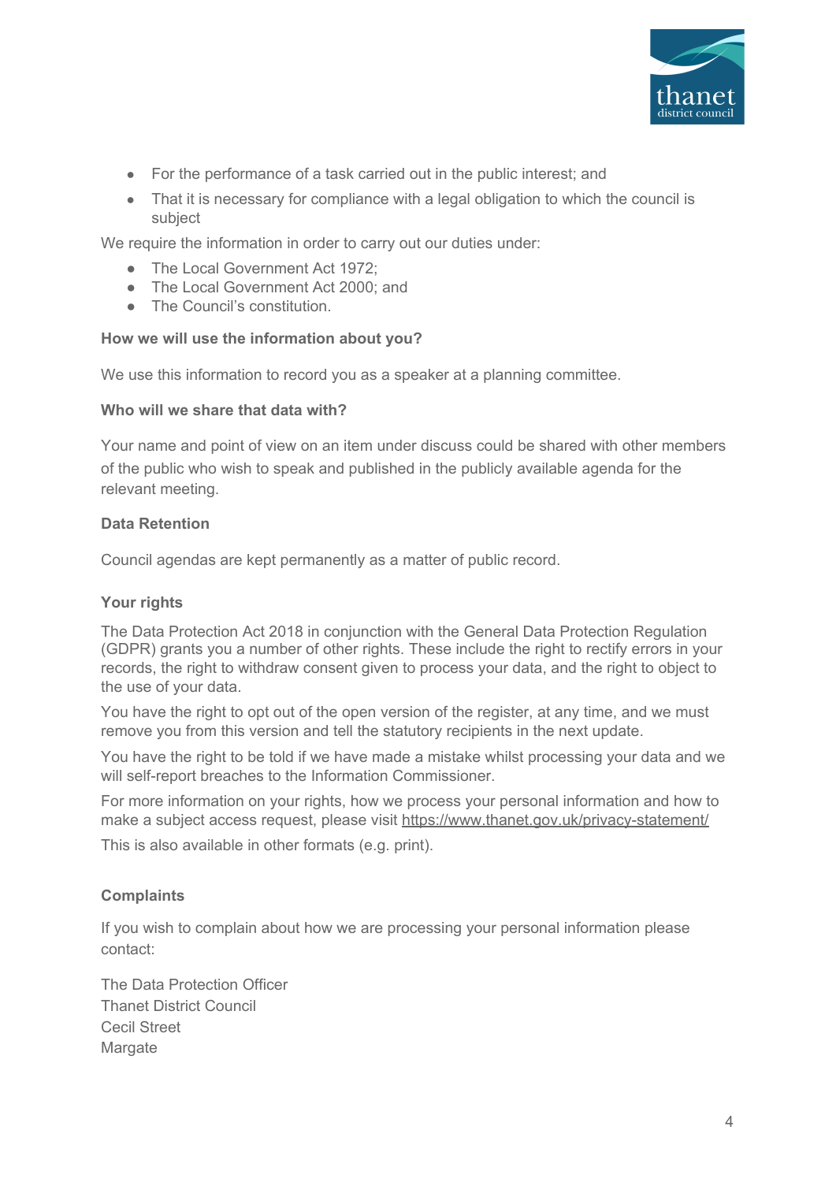- For the performance of a task carried out in the public interest; and
- That it is necessary for compliance with a legal obligation to which the council is subject

We require the information in order to carry out our duties under:

- The Local Government Act 1972;
- The Local Government Act 2000; and
- The Council's constitution.

**How we will use the information about you?**

We use this information to record you as a speaker at a planning committee.

**Who will we share that data with?**

Your name and point of view on an item under discuss could be shared with other members of the public who wish to speak and published in the publicly available agenda for the relevant meeting.

**Data Retention**

Council agendas are kept permanently as a matter of public record.

**Your rights**

The Data Protection Act 2018 in conjunction with the General Data Protection Regulation (GDPR) grants you a number of other rights. These include the right to rectify errors in your records, the right to withdraw consent given to process your data, and the right to object to the use of your data.

You have the right to opt out of the open version of the register, at any time, and we must remove you from this version and tell the statutory recipients in the next update.

You have the right to be told if we have made a mistake whilst processing your data and we will self-report breaches to the Information Commissioner.

For more information on your rights, how we process your personal information and how to make a subject access request, please visit https://www.thanet.gov.uk/privacy-statement/

This is also available in other formats (e.g. print).

**Complaints**

If you wish to complain about how we are processing your personal information please contact:

The Data Protection Officer
Thanet District Council
Cecil Street
Margate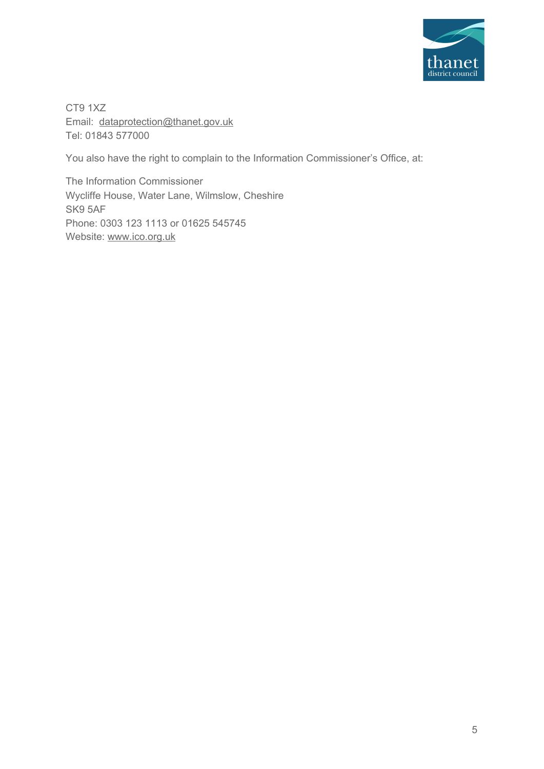CT9 1XZ
Email: dataprotection@thanet.gov.uk
Tel: 01843 577000

You also have the right to complain to the Information Commissioner's Office, at:

The Information Commissioner
Wycliffe House, Water Lane, Wilmslow, Cheshire
SK9 5AF
Phone: 0303 123 1113 or 01625 545745
Website: www.ico.org.uk